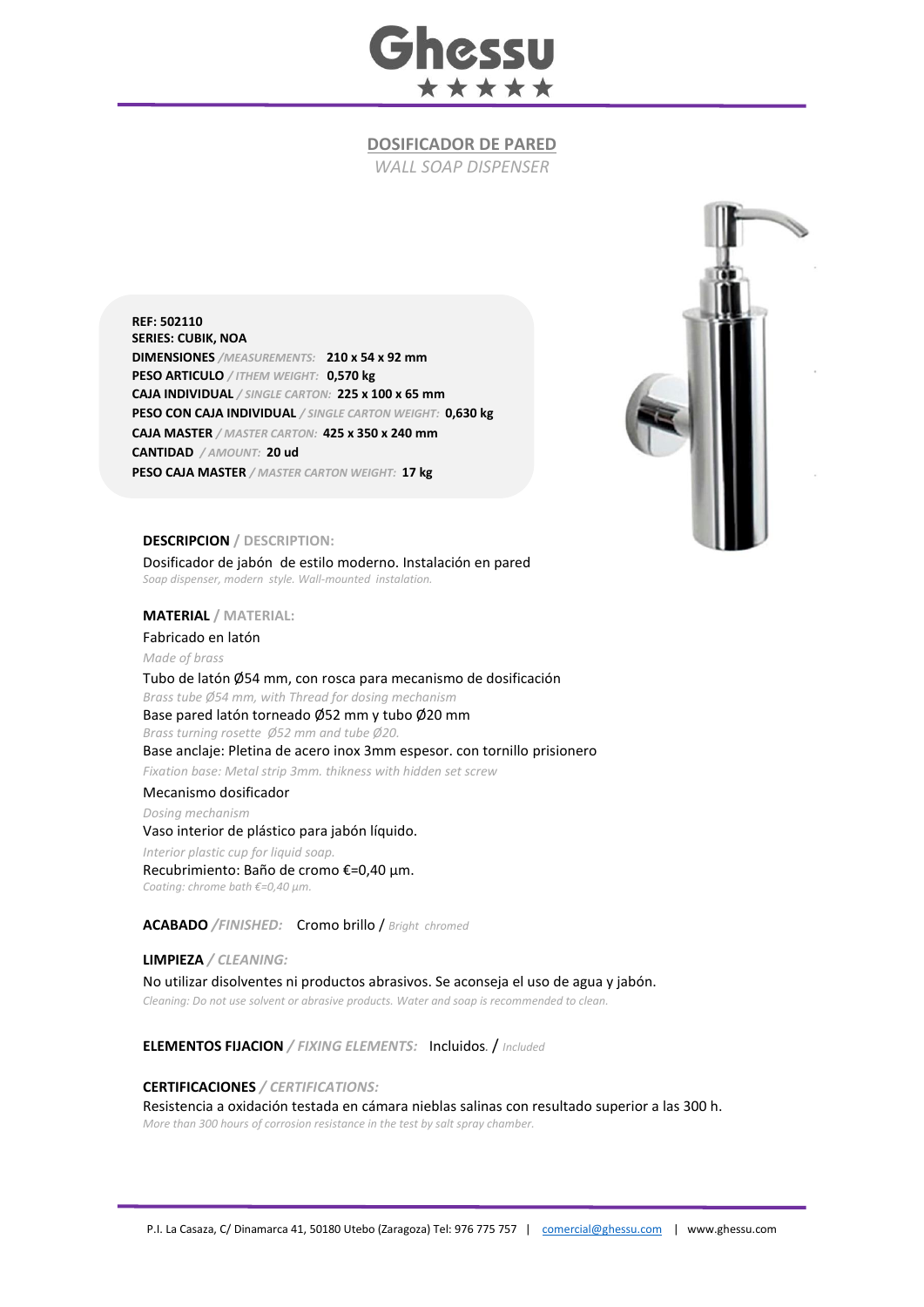# Ghessu

## DOSIFICADOR DE PARED

*WALL SOAP DISPENSER*

**REF: 502110**
**SERIES: CUBIK, NOA**
**DIMENSIONES** */MEASUREMENTS:* **210 x 54 x 92 mm**
**PESO ARTICULO** */ ITHEM WEIGHT:* **0,570 kg**
**CAJA INDIVIDUAL** */ SINGLE CARTON:* **225 x 100 x 65 mm**
**PESO CON CAJA INDIVIDUAL** */ SINGLE CARTON WEIGHT:* **0,630 kg**
**CAJA MASTER** */ MASTER CARTON:* **425 x 350 x 240 mm**
**CANTIDAD** */ AMOUNT:* **20 ud**
**PESO CAJA MASTER** */ MASTER CARTON WEIGHT:* **17 kg**

**DESCRIPCION** / **DESCRIPTION:**

Dosificador de jabón de estilo moderno. Instalación en pared
*Soap dispenser, modern style. Wall-mounted instalation.*

**MATERIAL** / **MATERIAL:**

Fabricado en latón
*Made of brass*

Tubo de latón Ø54 mm, con rosca para mecanismo de dosificación
*Brass tube Ø54 mm, with Thread for dosing mechanism*

Base pared latón torneado Ø52 mm y tubo Ø20 mm
*Brass turning rosette Ø52 mm and tube Ø20.*

Base anclaje: Pletina de acero inox 3mm espesor. con tornillo prisionero
*Fixation base: Metal strip 3mm. thikness with hidden set screw*

Mecanismo dosificador
*Dosing mechanism*

Vaso interior de plástico para jabón líquido.
*Interior plastic cup for liquid soap.*

Recubrimiento: Baño de cromo €=0,40 µm.
*Coating: chrome bath €=0,40 µm.*

**ACABADO** */FINISHED:* Cromo brillo / *Bright chromed*

**LIMPIEZA** */ CLEANING:*

No utilizar disolventes ni productos abrasivos. Se aconseja el uso de agua y jabón.
*Cleaning: Do not use solvent or abrasive products. Water and soap is recommended to clean.*

**ELEMENTOS FIJACION** */ FIXING ELEMENTS:* Incluidos. / *Included*

**CERTIFICACIONES** */ CERTIFICATIONS:*

Resistencia a oxidación testada en cámara nieblas salinas con resultado superior a las 300 h.
*More than 300 hours of corrosion resistance in the test by salt spray chamber.*

P.I. La Casaza, C/ Dinamarca 41, 50180 Utebo (Zaragoza) Tel: 976 775 757 | comercial@ghessu.com | www.ghessu.com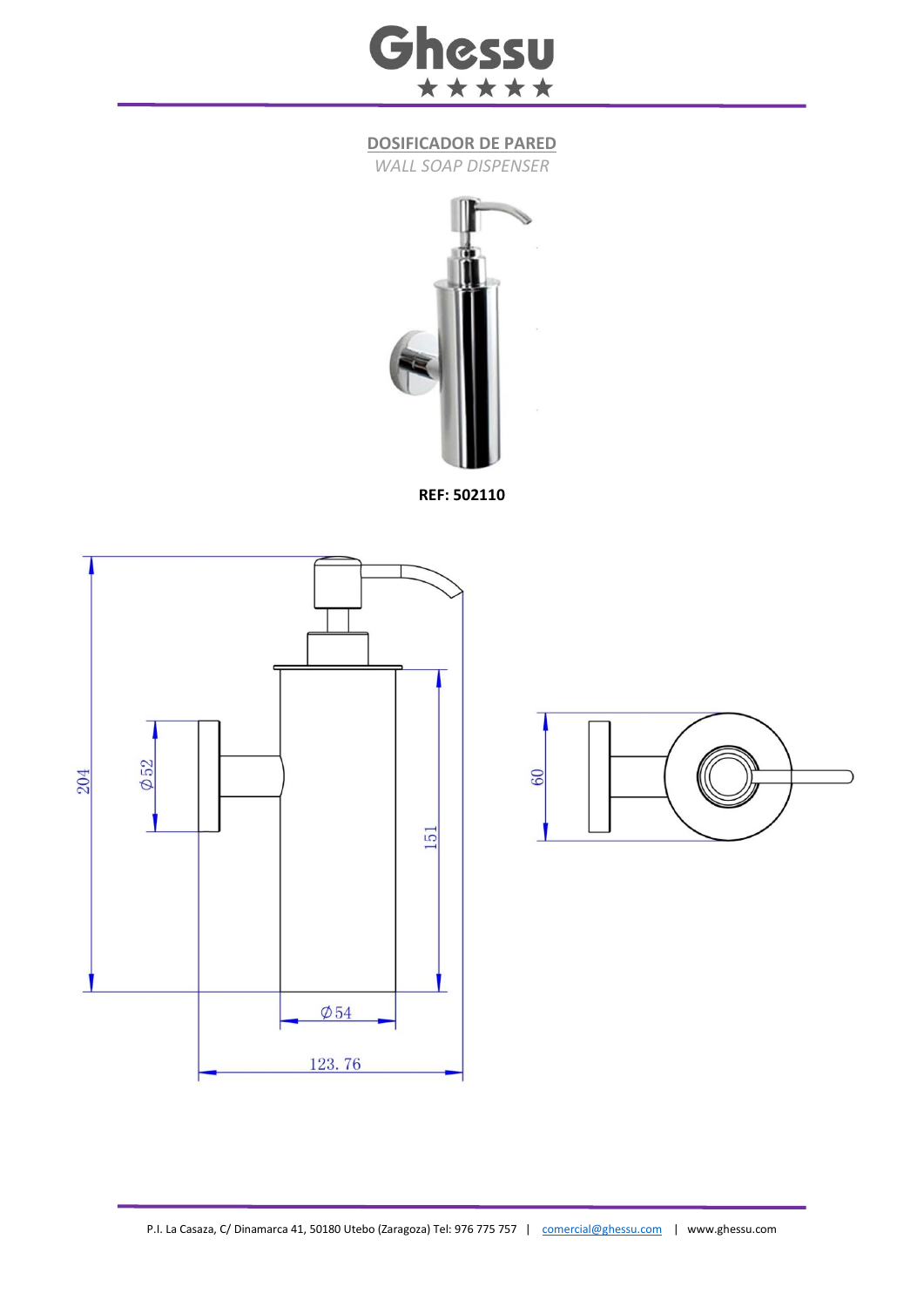**DOSIFICADOR DE PARED**

*WALL SOAP DISPENSER*

**REF: 502110**

204

Ø52

151

Ø54

123.76

60